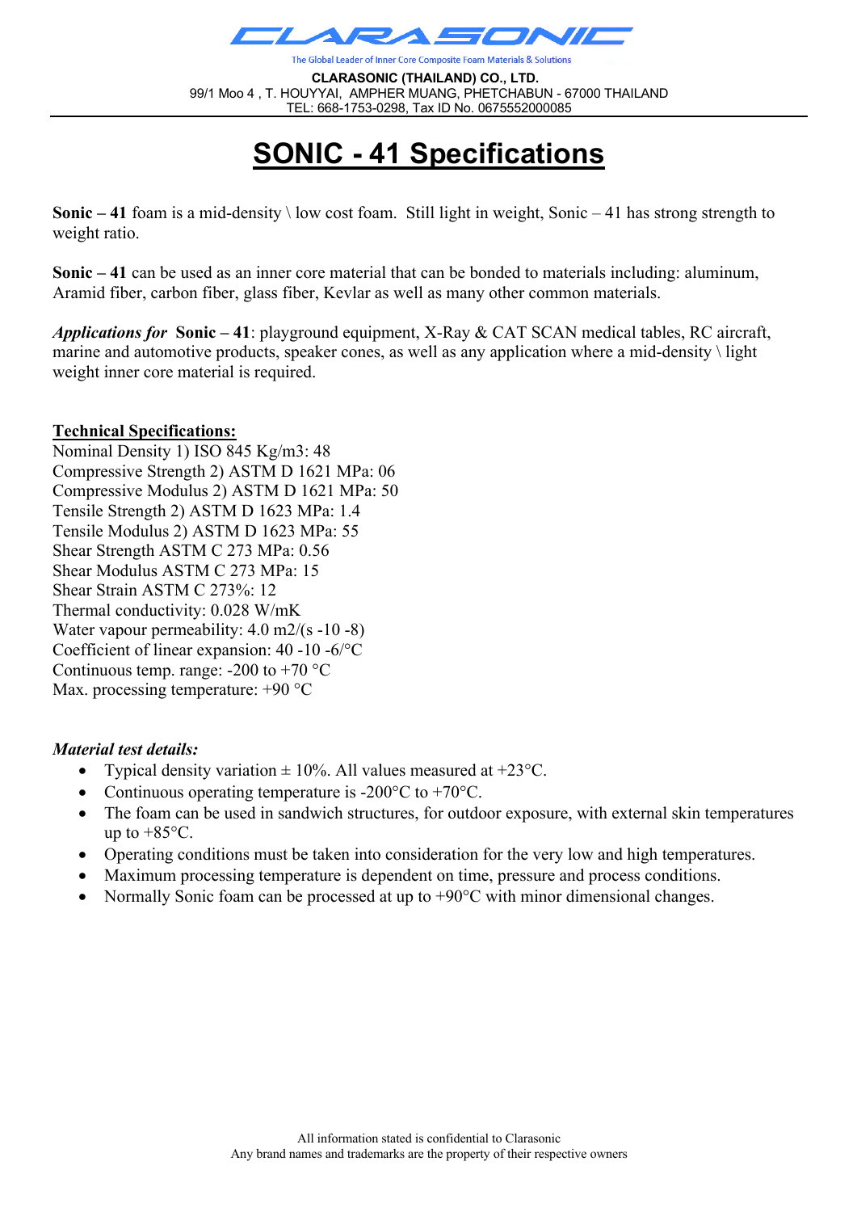CLARASONIC

The Global Leader of Inner Core Composite Foam Materials & Solutions

**CLARASONIC (THAILAND) CO., LTD.**
99/1 Moo 4 , T. HOUYYAI, AMPHER MUANG, PHETCHABUN - 67000 THAILAND
TEL: 668-1753-0298, Tax ID No. 0675552000085

# SONIC - 41 Specifications

**Sonic – 41** foam is a mid-density \ low cost foam. Still light in weight, Sonic – 41 has strong strength to weight ratio.

**Sonic – 41** can be used as an inner core material that can be bonded to materials including: aluminum, Aramid fiber, carbon fiber, glass fiber, Kevlar as well as many other common materials.

***Applications for* Sonic – 41**: playground equipment, X-Ray & CAT SCAN medical tables, RC aircraft, marine and automotive products, speaker cones, as well as any application where a mid-density \ light weight inner core material is required.

**Technical Specifications:**

Nominal Density 1) ISO 845 Kg/m3: 48
Compressive Strength 2) ASTM D 1621 MPa: 06
Compressive Modulus 2) ASTM D 1621 MPa: 50
Tensile Strength 2) ASTM D 1623 MPa: 1.4
Tensile Modulus 2) ASTM D 1623 MPa: 55
Shear Strength ASTM C 273 MPa: 0.56
Shear Modulus ASTM C 273 MPa: 15
Shear Strain ASTM C 273%: 12
Thermal conductivity: 0.028 W/mK
Water vapour permeability: 4.0 m2/(s -10 -8)
Coefficient of linear expansion: 40 -10 -6/°C
Continuous temp. range: -200 to +70 °C
Max. processing temperature: +90 °C

***Material test details:***

- Typical density variation ± 10%. All values measured at +23°C.
- Continuous operating temperature is -200°C to +70°C.
- The foam can be used in sandwich structures, for outdoor exposure, with external skin temperatures up to +85°C.
- Operating conditions must be taken into consideration for the very low and high temperatures.
- Maximum processing temperature is dependent on time, pressure and process conditions.
- Normally Sonic foam can be processed at up to +90°C with minor dimensional changes.

All information stated is confidential to Clarasonic
Any brand names and trademarks are the property of their respective owners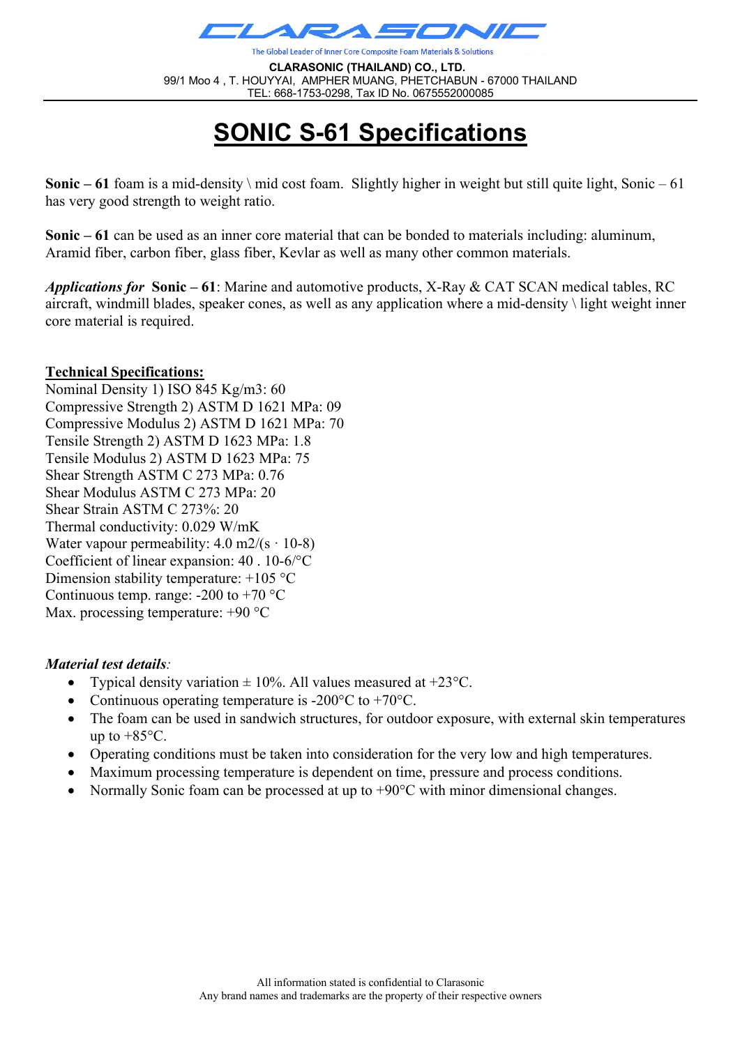CLARASONIC

The Global Leader of Inner Core Composite Foam Materials & Solutions

**CLARASONIC (THAILAND) CO., LTD.**
99/1 Moo 4 , T. HOUYYAI, AMPHER MUANG, PHETCHABUN - 67000 THAILAND
TEL: 668-1753-0298, Tax ID No. 0675552000085

# SONIC S-61 Specifications

**Sonic – 61** foam is a mid-density \ mid cost foam. Slightly higher in weight but still quite light, Sonic – 61 has very good strength to weight ratio.

**Sonic – 61** can be used as an inner core material that can be bonded to materials including: aluminum, Aramid fiber, carbon fiber, glass fiber, Kevlar as well as many other common materials.

***Applications for* Sonic – 61**: Marine and automotive products, X-Ray & CAT SCAN medical tables, RC aircraft, windmill blades, speaker cones, as well as any application where a mid-density \ light weight inner core material is required.

**Technical Specifications:**

Nominal Density 1) ISO 845 Kg/m3: 60
Compressive Strength 2) ASTM D 1621 MPa: 09
Compressive Modulus 2) ASTM D 1621 MPa: 70
Tensile Strength 2) ASTM D 1623 MPa: 1.8
Tensile Modulus 2) ASTM D 1623 MPa: 75
Shear Strength ASTM C 273 MPa: 0.76
Shear Modulus ASTM C 273 MPa: 20
Shear Strain ASTM C 273%: 20
Thermal conductivity: 0.029 W/mK
Water vapour permeability: 4.0 m2/(s · 10-8)
Coefficient of linear expansion: 40 . 10-6/°C
Dimension stability temperature: +105 °C
Continuous temp. range: -200 to +70 °C
Max. processing temperature: +90 °C

***Material test details***:

- Typical density variation ± 10%. All values measured at +23°C.
- Continuous operating temperature is -200°C to +70°C.
- The foam can be used in sandwich structures, for outdoor exposure, with external skin temperatures up to +85°C.
- Operating conditions must be taken into consideration for the very low and high temperatures.
- Maximum processing temperature is dependent on time, pressure and process conditions.
- Normally Sonic foam can be processed at up to +90°C with minor dimensional changes.

All information stated is confidential to Clarasonic
Any brand names and trademarks are the property of their respective owners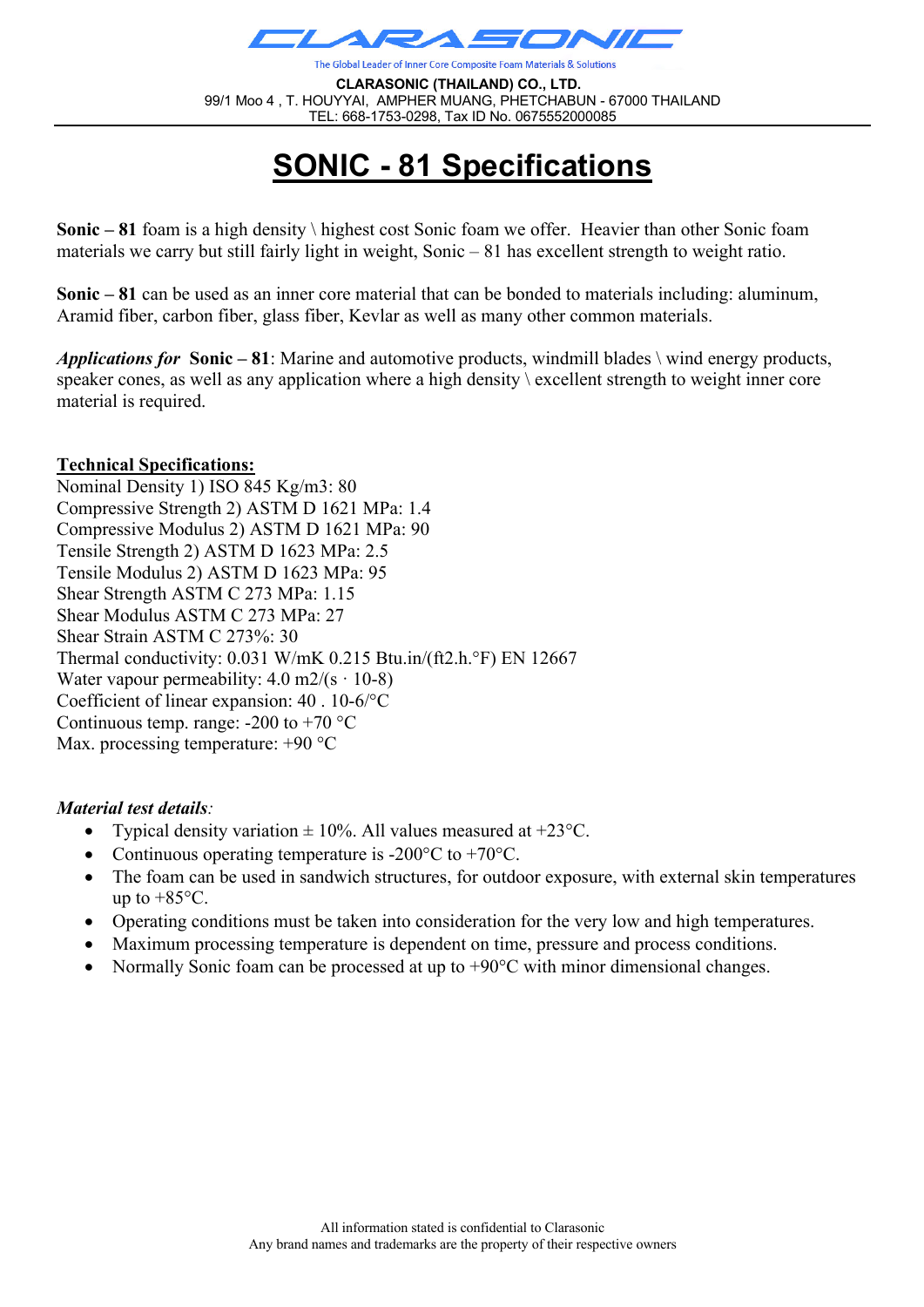CLARASONIC

The Global Leader of Inner Core Composite Foam Materials & Solutions

**CLARASONIC (THAILAND) CO., LTD.**
99/1 Moo 4 , T. HOUYYAI, AMPHER MUANG, PHETCHABUN - 67000 THAILAND
TEL: 668-1753-0298, Tax ID No. 0675552000085

# SONIC - 81 Specifications

**Sonic – 81** foam is a high density \ highest cost Sonic foam we offer. Heavier than other Sonic foam materials we carry but still fairly light in weight, Sonic – 81 has excellent strength to weight ratio.

**Sonic – 81** can be used as an inner core material that can be bonded to materials including: aluminum, Aramid fiber, carbon fiber, glass fiber, Kevlar as well as many other common materials.

***Applications for* Sonic – 81**: Marine and automotive products, windmill blades \ wind energy products, speaker cones, as well as any application where a high density \ excellent strength to weight inner core material is required.

**Technical Specifications:**

Nominal Density 1) ISO 845 Kg/m3: 80
Compressive Strength 2) ASTM D 1621 MPa: 1.4
Compressive Modulus 2) ASTM D 1621 MPa: 90
Tensile Strength 2) ASTM D 1623 MPa: 2.5
Tensile Modulus 2) ASTM D 1623 MPa: 95
Shear Strength ASTM C 273 MPa: 1.15
Shear Modulus ASTM C 273 MPa: 27
Shear Strain ASTM C 273%: 30
Thermal conductivity: 0.031 W/mK 0.215 Btu.in/(ft2.h.°F) EN 12667
Water vapour permeability: 4.0 m2/(s · 10-8)
Coefficient of linear expansion: 40 . 10-6/°C
Continuous temp. range: -200 to +70 °C
Max. processing temperature: +90 °C

***Material test details**:*

- Typical density variation ± 10%. All values measured at +23°C.
- Continuous operating temperature is -200°C to +70°C.
- The foam can be used in sandwich structures, for outdoor exposure, with external skin temperatures up to +85°C.
- Operating conditions must be taken into consideration for the very low and high temperatures.
- Maximum processing temperature is dependent on time, pressure and process conditions.
- Normally Sonic foam can be processed at up to +90°C with minor dimensional changes.

All information stated is confidential to Clarasonic
Any brand names and trademarks are the property of their respective owners